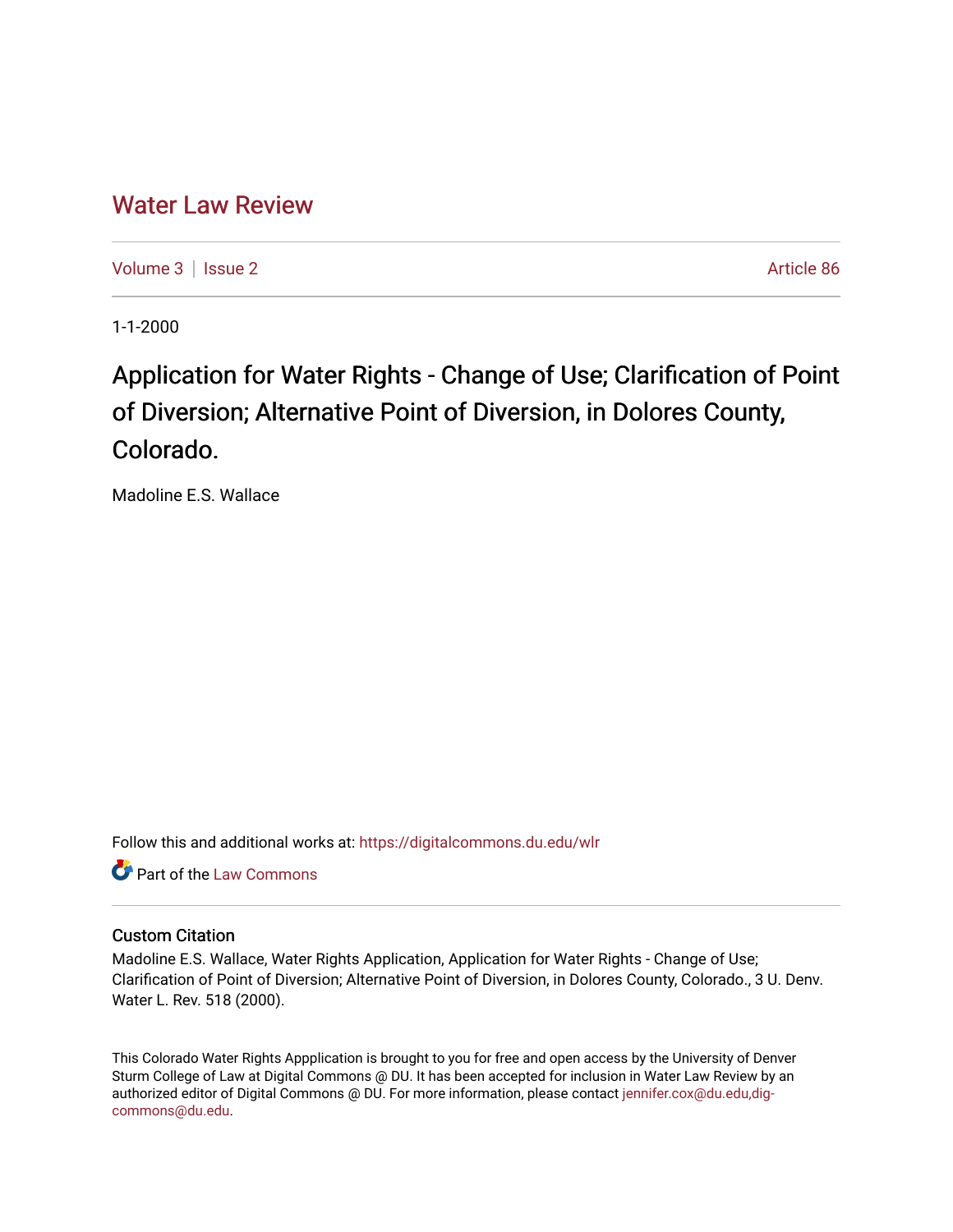Water Law Review

Volume 3 | Issue 2 Article 86

1-1-2000

# Application for Water Rights - Change of Use; Clarification of Point of Diversion; Alternative Point of Diversion, in Dolores County, Colorado.

Madoline E.S. Wallace

Follow this and additional works at: https://digitalcommons.du.edu/wlr

Part of the Law Commons

## Custom Citation

Madoline E.S. Wallace, Water Rights Application, Application for Water Rights - Change of Use; Clarification of Point of Diversion; Alternative Point of Diversion, in Dolores County, Colorado., 3 U. Denv. Water L. Rev. 518 (2000).

This Colorado Water Rights Appplication is brought to you for free and open access by the University of Denver Sturm College of Law at Digital Commons @ DU. It has been accepted for inclusion in Water Law Review by an authorized editor of Digital Commons @ DU. For more information, please contact jennifer.cox@du.edu,dig-commons@du.edu.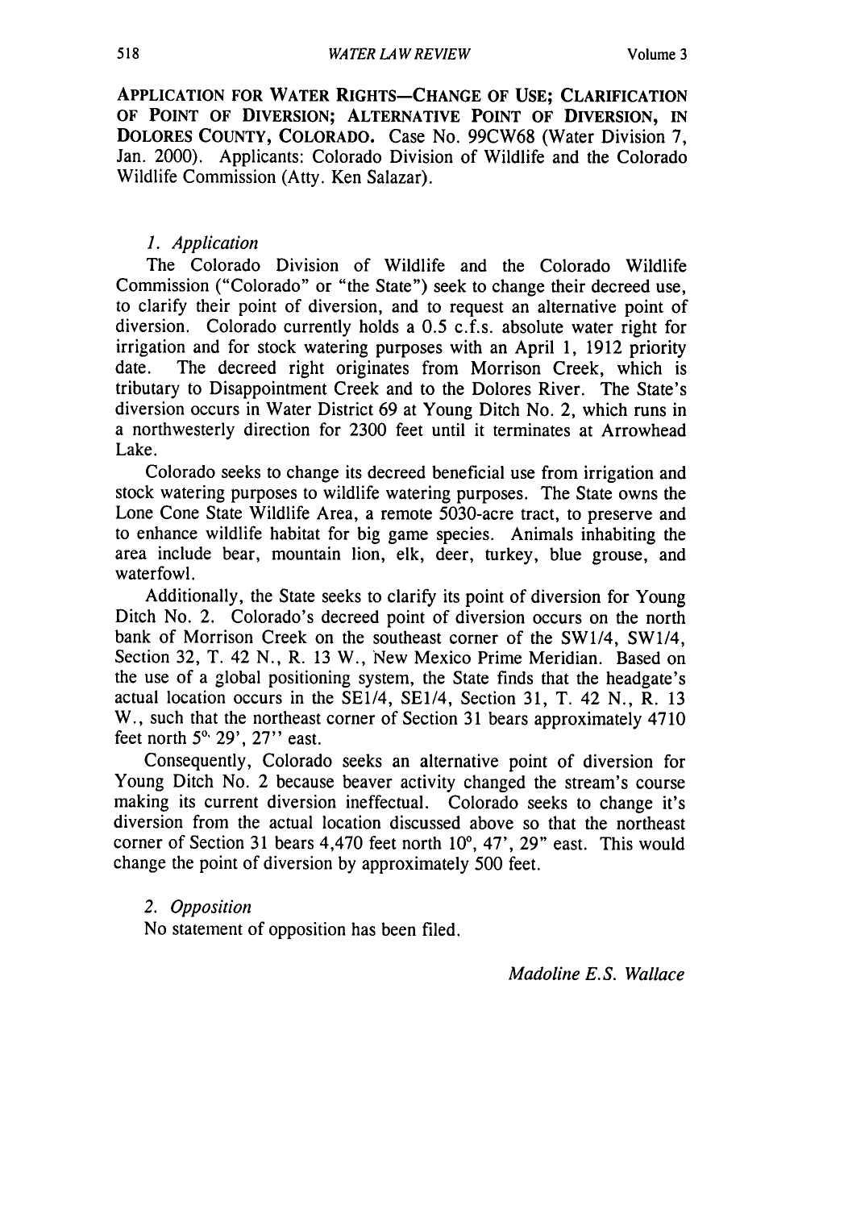**APPLICATION FOR WATER RIGHTS—CHANGE OF USE; CLARIFICATION OF POINT OF DIVERSION; ALTERNATIVE POINT OF DIVERSION, IN DOLORES COUNTY, COLORADO.** Case No. 99CW68 (Water Division 7, Jan. 2000). Applicants: Colorado Division of Wildlife and the Colorado Wildlife Commission (Atty. Ken Salazar).

*1. Application*

The Colorado Division of Wildlife and the Colorado Wildlife Commission ("Colorado" or "the State") seek to change their decreed use, to clarify their point of diversion, and to request an alternative point of diversion. Colorado currently holds a 0.5 c.f.s. absolute water right for irrigation and for stock watering purposes with an April 1, 1912 priority date. The decreed right originates from Morrison Creek, which is tributary to Disappointment Creek and to the Dolores River. The State's diversion occurs in Water District 69 at Young Ditch No. 2, which runs in a northwesterly direction for 2300 feet until it terminates at Arrowhead Lake.

Colorado seeks to change its decreed beneficial use from irrigation and stock watering purposes to wildlife watering purposes. The State owns the Lone Cone State Wildlife Area, a remote 5030-acre tract, to preserve and to enhance wildlife habitat for big game species. Animals inhabiting the area include bear, mountain lion, elk, deer, turkey, blue grouse, and waterfowl.

Additionally, the State seeks to clarify its point of diversion for Young Ditch No. 2. Colorado's decreed point of diversion occurs on the north bank of Morrison Creek on the southeast corner of the SW1/4, SW1/4, Section 32, T. 42 N., R. 13 W., New Mexico Prime Meridian. Based on the use of a global positioning system, the State finds that the headgate's actual location occurs in the SE1/4, SE1/4, Section 31, T. 42 N., R. 13 W., such that the northeast corner of Section 31 bears approximately 4710 feet north 5°, 29', 27'' east.

Consequently, Colorado seeks an alternative point of diversion for Young Ditch No. 2 because beaver activity changed the stream's course making its current diversion ineffectual. Colorado seeks to change it's diversion from the actual location discussed above so that the northeast corner of Section 31 bears 4,470 feet north 10°, 47', 29" east. This would change the point of diversion by approximately 500 feet.

*2. Opposition*

No statement of opposition has been filed.

*Madoline E.S. Wallace*